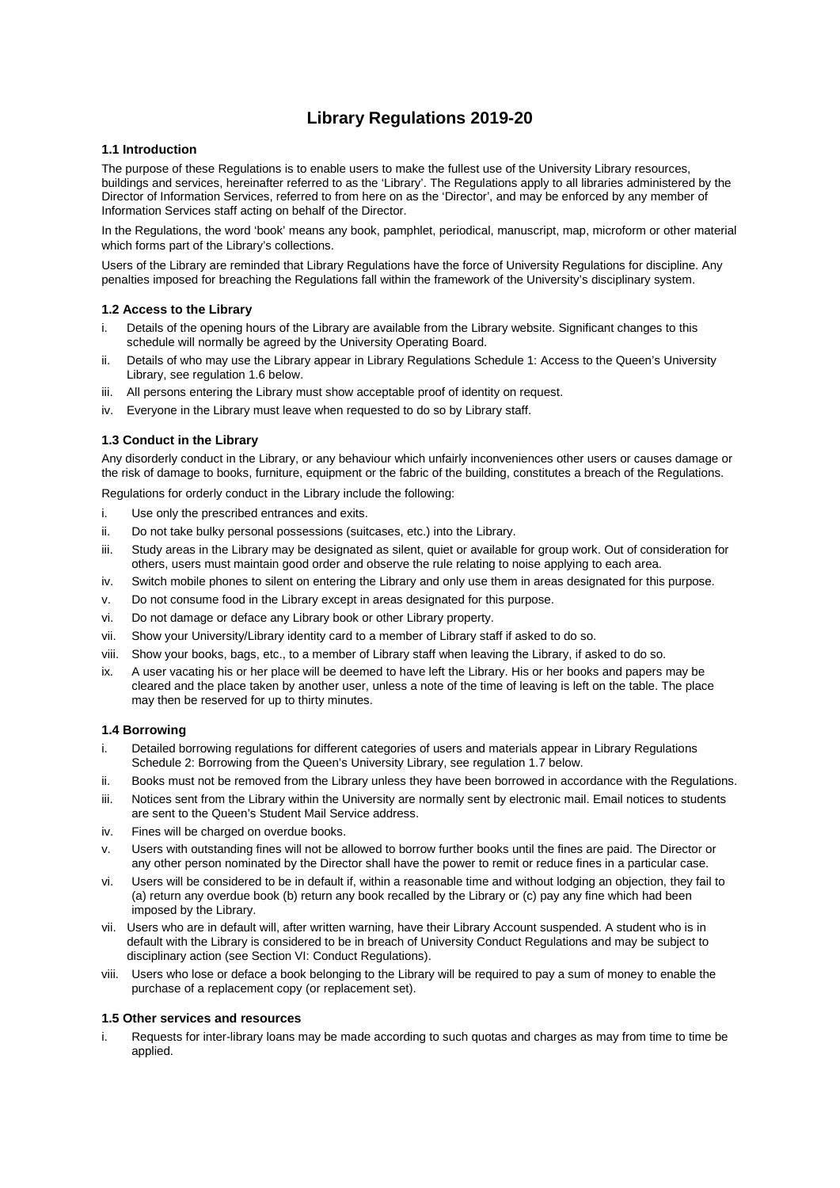# Library Regulations 2019-20

### 1.1 Introduction

The purpose of these Regulations is to enable users to make the fullest use of the University Library resources, buildings and services, hereinafter referred to as the 'Library'. The Regulations apply to all libraries administered by the Director of Information Services, referred to from here on as the 'Director', and may be enforced by any member of Information Services staff acting on behalf of the Director.

In the Regulations, the word 'book' means any book, pamphlet, periodical, manuscript, map, microform or other material which forms part of the Library's collections.

Users of the Library are reminded that Library Regulations have the force of University Regulations for discipline. Any penalties imposed for breaching the Regulations fall within the framework of the University's disciplinary system.

### 1.2 Access to the Library

i. Details of the opening hours of the Library are available from the Library website. Significant changes to this schedule will normally be agreed by the University Operating Board.
ii. Details of who may use the Library appear in Library Regulations Schedule 1: Access to the Queen's University Library, see regulation 1.6 below.
iii. All persons entering the Library must show acceptable proof of identity on request.
iv. Everyone in the Library must leave when requested to do so by Library staff.

### 1.3 Conduct in the Library

Any disorderly conduct in the Library, or any behaviour which unfairly inconveniences other users or causes damage or the risk of damage to books, furniture, equipment or the fabric of the building, constitutes a breach of the Regulations.

Regulations for orderly conduct in the Library include the following:

i. Use only the prescribed entrances and exits.
ii. Do not take bulky personal possessions (suitcases, etc.) into the Library.
iii. Study areas in the Library may be designated as silent, quiet or available for group work. Out of consideration for others, users must maintain good order and observe the rule relating to noise applying to each area.
iv. Switch mobile phones to silent on entering the Library and only use them in areas designated for this purpose.
v. Do not consume food in the Library except in areas designated for this purpose.
vi. Do not damage or deface any Library book or other Library property.
vii. Show your University/Library identity card to a member of Library staff if asked to do so.
viii. Show your books, bags, etc., to a member of Library staff when leaving the Library, if asked to do so.
ix. A user vacating his or her place will be deemed to have left the Library. His or her books and papers may be cleared and the place taken by another user, unless a note of the time of leaving is left on the table. The place may then be reserved for up to thirty minutes.

### 1.4 Borrowing

i. Detailed borrowing regulations for different categories of users and materials appear in Library Regulations Schedule 2: Borrowing from the Queen's University Library, see regulation 1.7 below.
ii. Books must not be removed from the Library unless they have been borrowed in accordance with the Regulations.
iii. Notices sent from the Library within the University are normally sent by electronic mail. Email notices to students are sent to the Queen's Student Mail Service address.
iv. Fines will be charged on overdue books.
v. Users with outstanding fines will not be allowed to borrow further books until the fines are paid. The Director or any other person nominated by the Director shall have the power to remit or reduce fines in a particular case.
vi. Users will be considered to be in default if, within a reasonable time and without lodging an objection, they fail to (a) return any overdue book (b) return any book recalled by the Library or (c) pay any fine which had been imposed by the Library.
vii. Users who are in default will, after written warning, have their Library Account suspended. A student who is in default with the Library is considered to be in breach of University Conduct Regulations and may be subject to disciplinary action (see Section VI: Conduct Regulations).
viii. Users who lose or deface a book belonging to the Library will be required to pay a sum of money to enable the purchase of a replacement copy (or replacement set).

### 1.5 Other services and resources

i. Requests for inter-library loans may be made according to such quotas and charges as may from time to time be applied.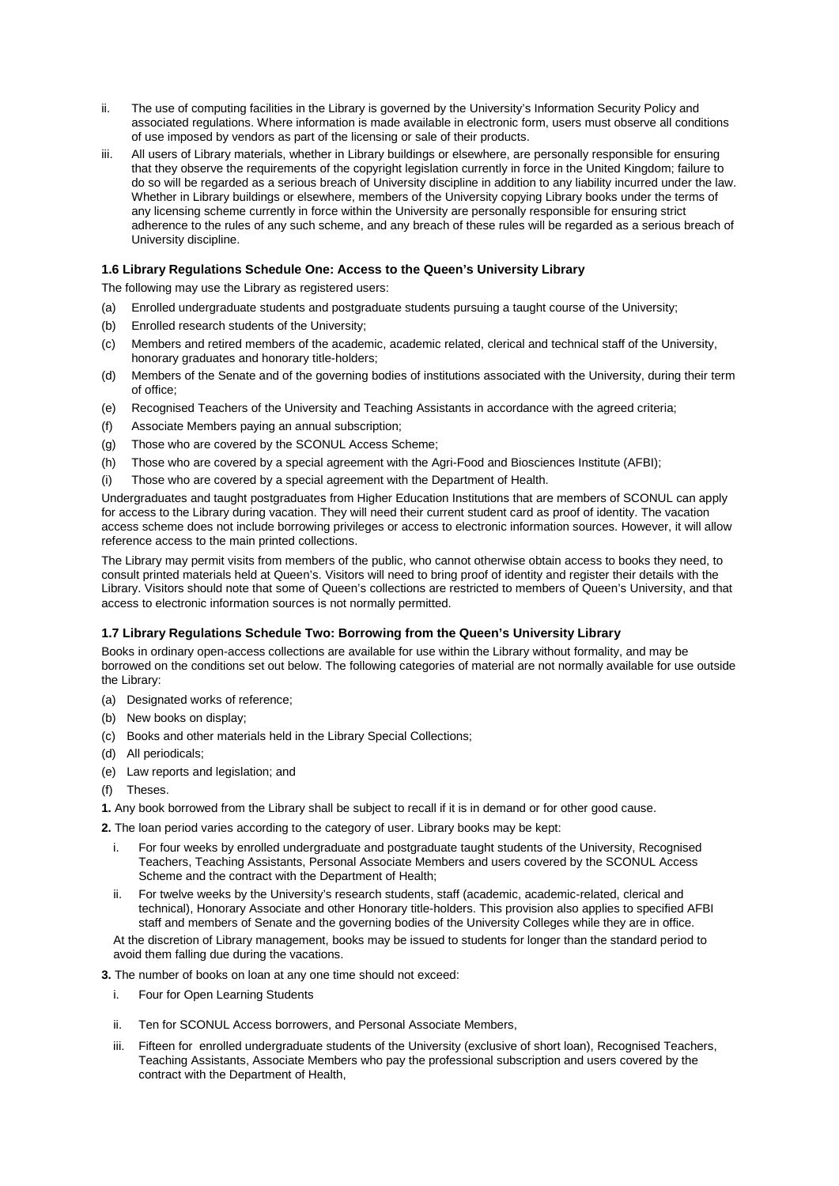ii. The use of computing facilities in the Library is governed by the University's Information Security Policy and associated regulations. Where information is made available in electronic form, users must observe all conditions of use imposed by vendors as part of the licensing or sale of their products.

iii. All users of Library materials, whether in Library buildings or elsewhere, are personally responsible for ensuring that they observe the requirements of the copyright legislation currently in force in the United Kingdom; failure to do so will be regarded as a serious breach of University discipline in addition to any liability incurred under the law. Whether in Library buildings or elsewhere, members of the University copying Library books under the terms of any licensing scheme currently in force within the University are personally responsible for ensuring strict adherence to the rules of any such scheme, and any breach of these rules will be regarded as a serious breach of University discipline.

### 1.6 Library Regulations Schedule One: Access to the Queen's University Library

The following may use the Library as registered users:

(a) Enrolled undergraduate students and postgraduate students pursuing a taught course of the University;

(b) Enrolled research students of the University;

(c) Members and retired members of the academic, academic related, clerical and technical staff of the University, honorary graduates and honorary title-holders;

(d) Members of the Senate and of the governing bodies of institutions associated with the University, during their term of office;

(e) Recognised Teachers of the University and Teaching Assistants in accordance with the agreed criteria;

(f) Associate Members paying an annual subscription;

(g) Those who are covered by the SCONUL Access Scheme;

(h) Those who are covered by a special agreement with the Agri-Food and Biosciences Institute (AFBI);

(i) Those who are covered by a special agreement with the Department of Health.

Undergraduates and taught postgraduates from Higher Education Institutions that are members of SCONUL can apply for access to the Library during vacation. They will need their current student card as proof of identity. The vacation access scheme does not include borrowing privileges or access to electronic information sources. However, it will allow reference access to the main printed collections.

The Library may permit visits from members of the public, who cannot otherwise obtain access to books they need, to consult printed materials held at Queen's. Visitors will need to bring proof of identity and register their details with the Library. Visitors should note that some of Queen's collections are restricted to members of Queen's University, and that access to electronic information sources is not normally permitted.

### 1.7 Library Regulations Schedule Two: Borrowing from the Queen's University Library

Books in ordinary open-access collections are available for use within the Library without formality, and may be borrowed on the conditions set out below. The following categories of material are not normally available for use outside the Library:

(a) Designated works of reference;

(b) New books on display;

(c) Books and other materials held in the Library Special Collections;

(d) All periodicals;

(e) Law reports and legislation; and

(f) Theses.

**1.** Any book borrowed from the Library shall be subject to recall if it is in demand or for other good cause.

**2.** The loan period varies according to the category of user. Library books may be kept:

i. For four weeks by enrolled undergraduate and postgraduate taught students of the University, Recognised Teachers, Teaching Assistants, Personal Associate Members and users covered by the SCONUL Access Scheme and the contract with the Department of Health;

ii. For twelve weeks by the University's research students, staff (academic, academic-related, clerical and technical), Honorary Associate and other Honorary title-holders. This provision also applies to specified AFBI staff and members of Senate and the governing bodies of the University Colleges while they are in office.

At the discretion of Library management, books may be issued to students for longer than the standard period to avoid them falling due during the vacations.

**3.** The number of books on loan at any one time should not exceed:

i. Four for Open Learning Students

ii. Ten for SCONUL Access borrowers, and Personal Associate Members,

iii. Fifteen for enrolled undergraduate students of the University (exclusive of short loan), Recognised Teachers, Teaching Assistants, Associate Members who pay the professional subscription and users covered by the contract with the Department of Health,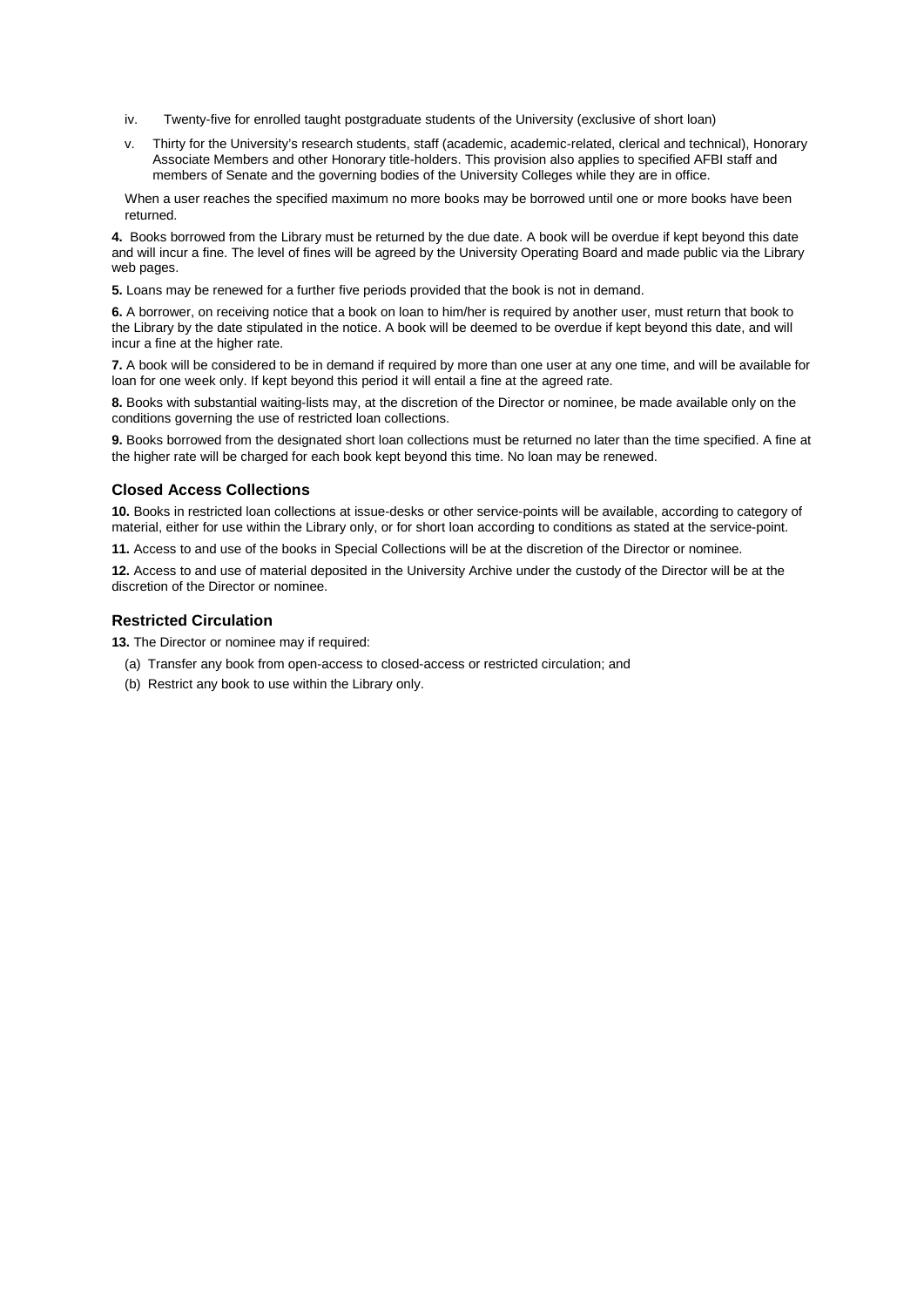iv. Twenty-five for enrolled taught postgraduate students of the University (exclusive of short loan)

v. Thirty for the University's research students, staff (academic, academic-related, clerical and technical), Honorary Associate Members and other Honorary title-holders. This provision also applies to specified AFBI staff and members of Senate and the governing bodies of the University Colleges while they are in office.

When a user reaches the specified maximum no more books may be borrowed until one or more books have been returned.

**4.** Books borrowed from the Library must be returned by the due date. A book will be overdue if kept beyond this date and will incur a fine. The level of fines will be agreed by the University Operating Board and made public via the Library web pages.

**5.** Loans may be renewed for a further five periods provided that the book is not in demand.

**6.** A borrower, on receiving notice that a book on loan to him/her is required by another user, must return that book to the Library by the date stipulated in the notice. A book will be deemed to be overdue if kept beyond this date, and will incur a fine at the higher rate.

**7.** A book will be considered to be in demand if required by more than one user at any one time, and will be available for loan for one week only. If kept beyond this period it will entail a fine at the agreed rate.

**8.** Books with substantial waiting-lists may, at the discretion of the Director or nominee, be made available only on the conditions governing the use of restricted loan collections.

**9.** Books borrowed from the designated short loan collections must be returned no later than the time specified. A fine at the higher rate will be charged for each book kept beyond this time. No loan may be renewed.

### Closed Access Collections

**10.** Books in restricted loan collections at issue-desks or other service-points will be available, according to category of material, either for use within the Library only, or for short loan according to conditions as stated at the service-point.

**11.** Access to and use of the books in Special Collections will be at the discretion of the Director or nominee.

**12.** Access to and use of material deposited in the University Archive under the custody of the Director will be at the discretion of the Director or nominee.

### Restricted Circulation

**13.** The Director or nominee may if required:

(a) Transfer any book from open-access to closed-access or restricted circulation; and

(b) Restrict any book to use within the Library only.